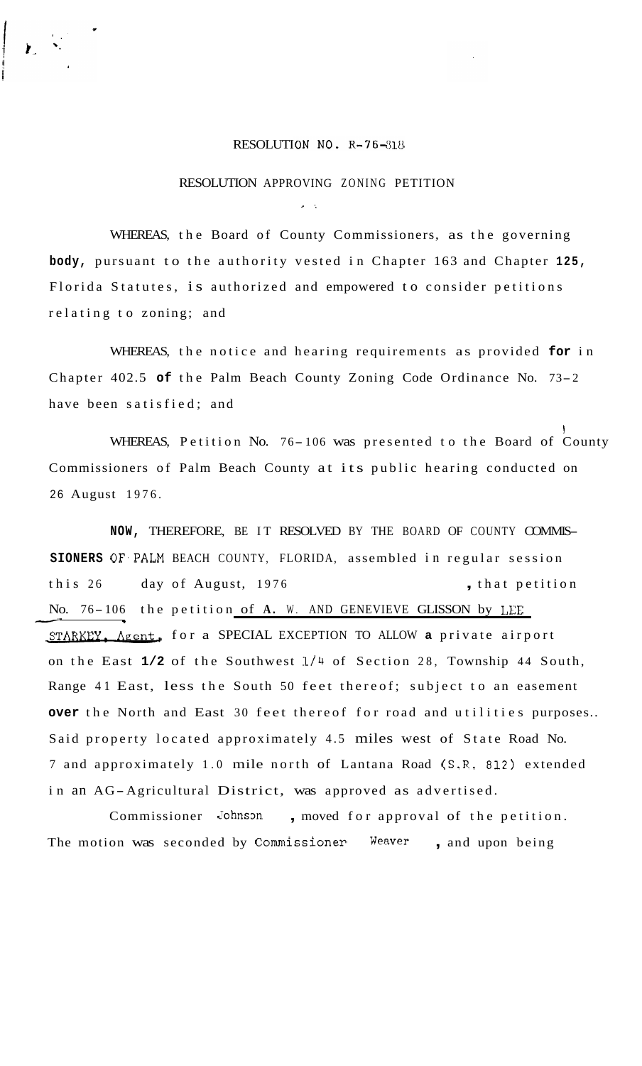# RESOLUTION NO. R-76-818

## RESOLUTION APPROVING ZONING PETITION

WHEREAS, the Board of County Commissioners, as the governing body, pursuant to the authority vested in Chapter 163 and Chapter 125, Florida Statutes, is authorized and empowered to consider petitions relating to zoning; and

WHEREAS, the notice and hearing requirements as provided for in Chapter 402.5 of the Palm Beach County Zoning Code Ordinance No. 73-2 have been satisfied; and

WHEREAS, Petition No. 76-106 was presented to the Board of County Commissioners of Palm Beach County at its public hearing conducted on 26 August 1976.

NOW, THEREFORE, BE IT RESOLVED BY THE BOARD OF COUNTY COMMISSIONERS OF PALM BEACH COUNTY, FLORIDA, assembled in regular session this 26 day of August, 1976, that petition No. 76-106 the petition of A. W. AND GENEVIEVE GLISSON by LEE STARKEY, Agent, for a SPECIAL EXCEPTION TO ALLOW a private airport on the East 1/2 of the Southwest 1/4 of Section 28, Township 44 South, Range 41 East, less the South 50 feet thereof; subject to an easement over the North and East 30 feet thereof for road and utilities purposes.. Said property located approximately 4.5 miles west of State Road No. 7 and approximately 1.0 mile north of Lantana Road (S.R. 812) extended in an AG-Agricultural District, was approved as advertised.

Commissioner Johnson, moved for approval of the petition. The motion was seconded by Commissioner Weaver, and upon being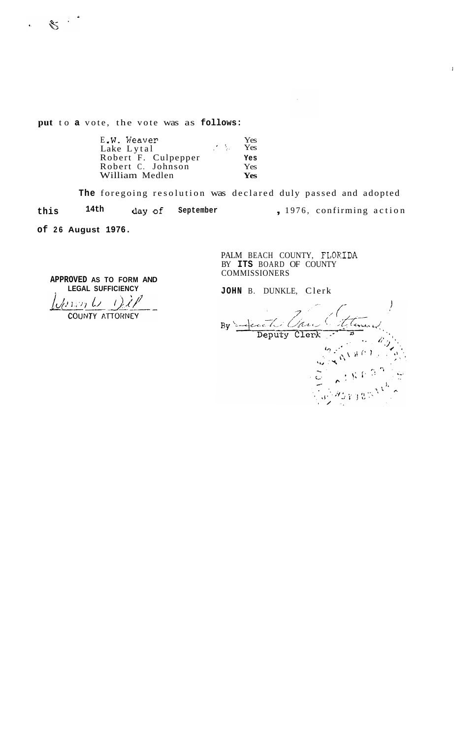put to a vote, the vote was as follows:

| | |
|---|---|
| E.W. Weaver | Yes |
| Lake Lytal | Yes |
| Robert F. Culpepper | Yes |
| Robert C. Johnson | Yes |
| William Medlen | Yes |

The foregoing resolution was declared duly passed and adopted this 14th day of September, 1976, confirming action of 26 August 1976.

PALM BEACH COUNTY, FLORIDA
BY ITS BOARD OF COUNTY
COMMISSIONERS

APPROVED AS TO FORM AND
LEGAL SUFFICIENCY

COUNTY ATTORNEY

JOHN B. DUNKLE, Clerk

By
Deputy Clerk